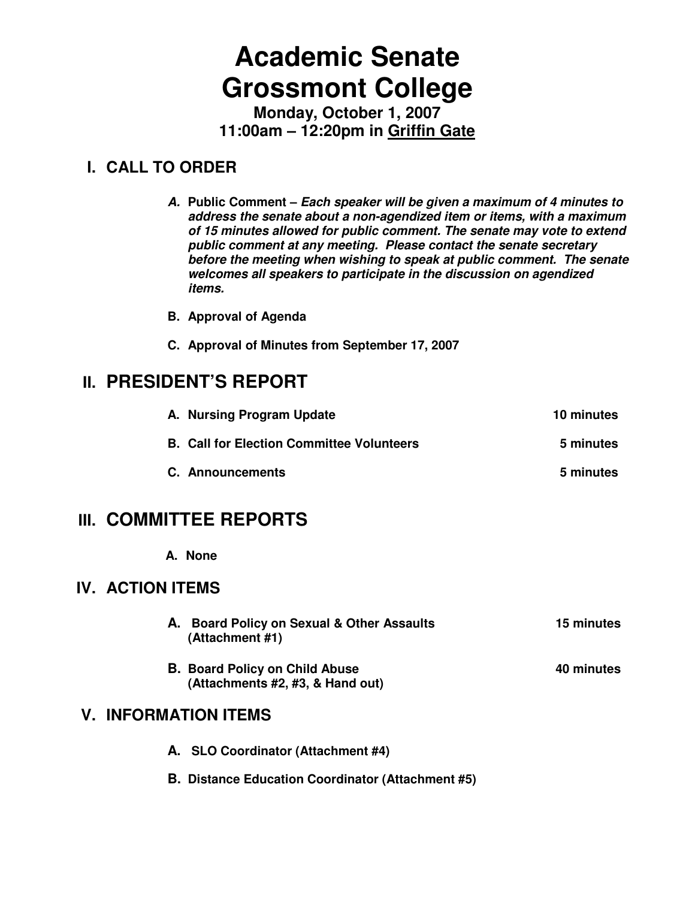# Academic Senate
# Grossmont College

**Monday, October 1, 2007**
**11:00am – 12:20pm in Griffin Gate**

## I. CALL TO ORDER

**A. Public Comment –** ***Each speaker will be given a maximum of 4 minutes to address the senate about a non-agendized item or items, with a maximum of 15 minutes allowed for public comment. The senate may vote to extend public comment at any meeting. Please contact the senate secretary before the meeting when wishing to speak at public comment. The senate welcomes all speakers to participate in the discussion on agendized items.***

**B. Approval of Agenda**

**C. Approval of Minutes from September 17, 2007**

## II. PRESIDENT'S REPORT

**A. Nursing Program Update** — 10 minutes

**B. Call for Election Committee Volunteers** — 5 minutes

**C. Announcements** — 5 minutes

## III. COMMITTEE REPORTS

**A. None**

## IV. ACTION ITEMS

**A. Board Policy on Sexual & Other Assaults (Attachment #1)** — 15 minutes

**B. Board Policy on Child Abuse (Attachments #2, #3, & Hand out)** — 40 minutes

## V. INFORMATION ITEMS

**A. SLO Coordinator (Attachment #4)**

**B. Distance Education Coordinator (Attachment #5)**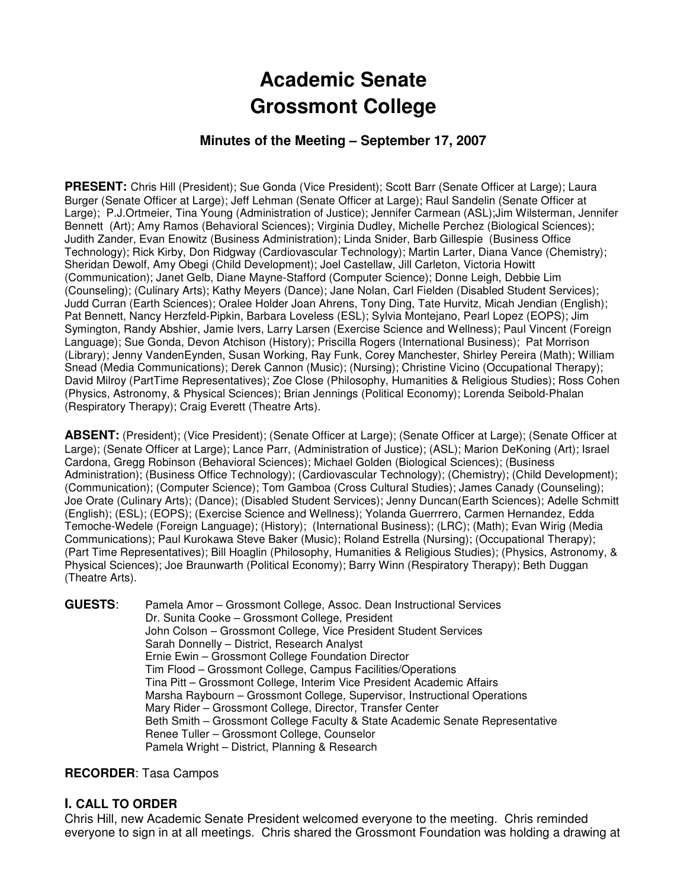# Academic Senate
# Grossmont College

### Minutes of the Meeting – September 17, 2007

**PRESENT:** Chris Hill (President); Sue Gonda (Vice President); Scott Barr (Senate Officer at Large); Laura Burger (Senate Officer at Large); Jeff Lehman (Senate Officer at Large); Raul Sandelin (Senate Officer at Large); P.J.Ortmeier, Tina Young (Administration of Justice); Jennifer Carmean (ASL);Jim Wilsterman, Jennifer Bennett (Art); Amy Ramos (Behavioral Sciences); Virginia Dudley, Michelle Perchez (Biological Sciences); Judith Zander, Evan Enowitz (Business Administration); Linda Snider, Barb Gillespie (Business Office Technology); Rick Kirby, Don Ridgway (Cardiovascular Technology); Martin Larter, Diana Vance (Chemistry); Sheridan Dewolf, Amy Obegi (Child Development); Joel Castellaw, Jill Carleton, Victoria Howitt (Communication); Janet Gelb, Diane Mayne-Stafford (Computer Science); Donne Leigh, Debbie Lim (Counseling); (Culinary Arts); Kathy Meyers (Dance); Jane Nolan, Carl Fielden (Disabled Student Services); Judd Curran (Earth Sciences); Oralee Holder Joan Ahrens, Tony Ding, Tate Hurvitz, Micah Jendian (English); Pat Bennett, Nancy Herzfeld-Pipkin, Barbara Loveless (ESL); Sylvia Montejano, Pearl Lopez (EOPS); Jim Symington, Randy Abshier, Jamie Ivers, Larry Larsen (Exercise Science and Wellness); Paul Vincent (Foreign Language); Sue Gonda, Devon Atchison (History); Priscilla Rogers (International Business); Pat Morrison (Library); Jenny VandenEynden, Susan Working, Ray Funk, Corey Manchester, Shirley Pereira (Math); William Snead (Media Communications); Derek Cannon (Music); (Nursing); Christine Vicino (Occupational Therapy); David Milroy (PartTime Representatives); Zoe Close (Philosophy, Humanities & Religious Studies); Ross Cohen (Physics, Astronomy, & Physical Sciences); Brian Jennings (Political Economy); Lorenda Seibold-Phalan (Respiratory Therapy); Craig Everett (Theatre Arts).

**ABSENT:** (President); (Vice President); (Senate Officer at Large); (Senate Officer at Large); (Senate Officer at Large); (Senate Officer at Large); Lance Parr, (Administration of Justice); (ASL); Marion DeKoning (Art); Israel Cardona, Gregg Robinson (Behavioral Sciences); Michael Golden (Biological Sciences); (Business Administration); (Business Office Technology); (Cardiovascular Technology); (Chemistry); (Child Development); (Communication); (Computer Science); Tom Gamboa (Cross Cultural Studies); James Canady (Counseling); Joe Orate (Culinary Arts); (Dance); (Disabled Student Services); Jenny Duncan(Earth Sciences); Adelle Schmitt (English); (ESL); (EOPS); (Exercise Science and Wellness); Yolanda Guerrrero, Carmen Hernandez, Edda Temoche-Wedele (Foreign Language); (History); (International Business); (LRC); (Math); Evan Wirig (Media Communications); Paul Kurokawa Steve Baker (Music); Roland Estrella (Nursing); (Occupational Therapy); (Part Time Representatives); Bill Hoaglin (Philosophy, Humanities & Religious Studies); (Physics, Astronomy, & Physical Sciences); Joe Braunwarth (Political Economy); Barry Winn (Respiratory Therapy); Beth Duggan (Theatre Arts).

**GUESTS**:
- Pamela Amor – Grossmont College, Assoc. Dean Instructional Services
- Dr. Sunita Cooke – Grossmont College, President
- John Colson – Grossmont College, Vice President Student Services
- Sarah Donnelly – District, Research Analyst
- Ernie Ewin – Grossmont College Foundation Director
- Tim Flood – Grossmont College, Campus Facilities/Operations
- Tina Pitt – Grossmont College, Interim Vice President Academic Affairs
- Marsha Raybourn – Grossmont College, Supervisor, Instructional Operations
- Mary Rider – Grossmont College, Director, Transfer Center
- Beth Smith – Grossmont College Faculty & State Academic Senate Representative
- Renee Tuller – Grossmont College, Counselor
- Pamela Wright – District, Planning & Research

**RECORDER**: Tasa Campos

## I. CALL TO ORDER

Chris Hill, new Academic Senate President welcomed everyone to the meeting. Chris reminded everyone to sign in at all meetings. Chris shared the Grossmont Foundation was holding a drawing at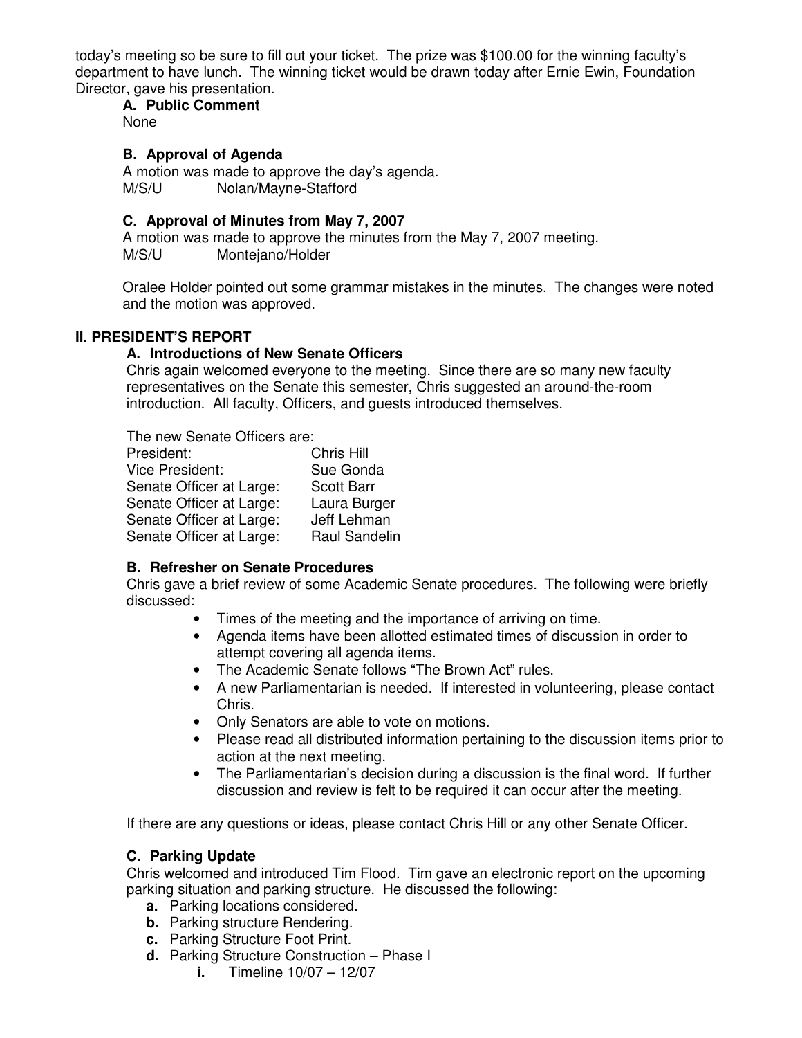today's meeting so be sure to fill out your ticket. The prize was $100.00 for the winning faculty's department to have lunch. The winning ticket would be drawn today after Ernie Ewin, Foundation Director, gave his presentation.

**A. Public Comment**

None

**B. Approval of Agenda**

A motion was made to approve the day's agenda.

M/S/U Nolan/Mayne-Stafford

**C. Approval of Minutes from May 7, 2007**

A motion was made to approve the minutes from the May 7, 2007 meeting.

M/S/U Montejano/Holder

Oralee Holder pointed out some grammar mistakes in the minutes. The changes were noted and the motion was approved.

## II. PRESIDENT'S REPORT

**A. Introductions of New Senate Officers**

Chris again welcomed everyone to the meeting. Since there are so many new faculty representatives on the Senate this semester, Chris suggested an around-the-room introduction. All faculty, Officers, and guests introduced themselves.

The new Senate Officers are:

| | |
|---|---|
| President: | Chris Hill |
| Vice President: | Sue Gonda |
| Senate Officer at Large: | Scott Barr |
| Senate Officer at Large: | Laura Burger |
| Senate Officer at Large: | Jeff Lehman |
| Senate Officer at Large: | Raul Sandelin |

**B. Refresher on Senate Procedures**

Chris gave a brief review of some Academic Senate procedures. The following were briefly discussed:

- Times of the meeting and the importance of arriving on time.
- Agenda items have been allotted estimated times of discussion in order to attempt covering all agenda items.
- The Academic Senate follows "The Brown Act" rules.
- A new Parliamentarian is needed. If interested in volunteering, please contact Chris.
- Only Senators are able to vote on motions.
- Please read all distributed information pertaining to the discussion items prior to action at the next meeting.
- The Parliamentarian's decision during a discussion is the final word. If further discussion and review is felt to be required it can occur after the meeting.

If there are any questions or ideas, please contact Chris Hill or any other Senate Officer.

**C. Parking Update**

Chris welcomed and introduced Tim Flood. Tim gave an electronic report on the upcoming parking situation and parking structure. He discussed the following:

- **a.** Parking locations considered.
- **b.** Parking structure Rendering.
- **c.** Parking Structure Foot Print.
- **d.** Parking Structure Construction – Phase I
  - **i.** Timeline 10/07 – 12/07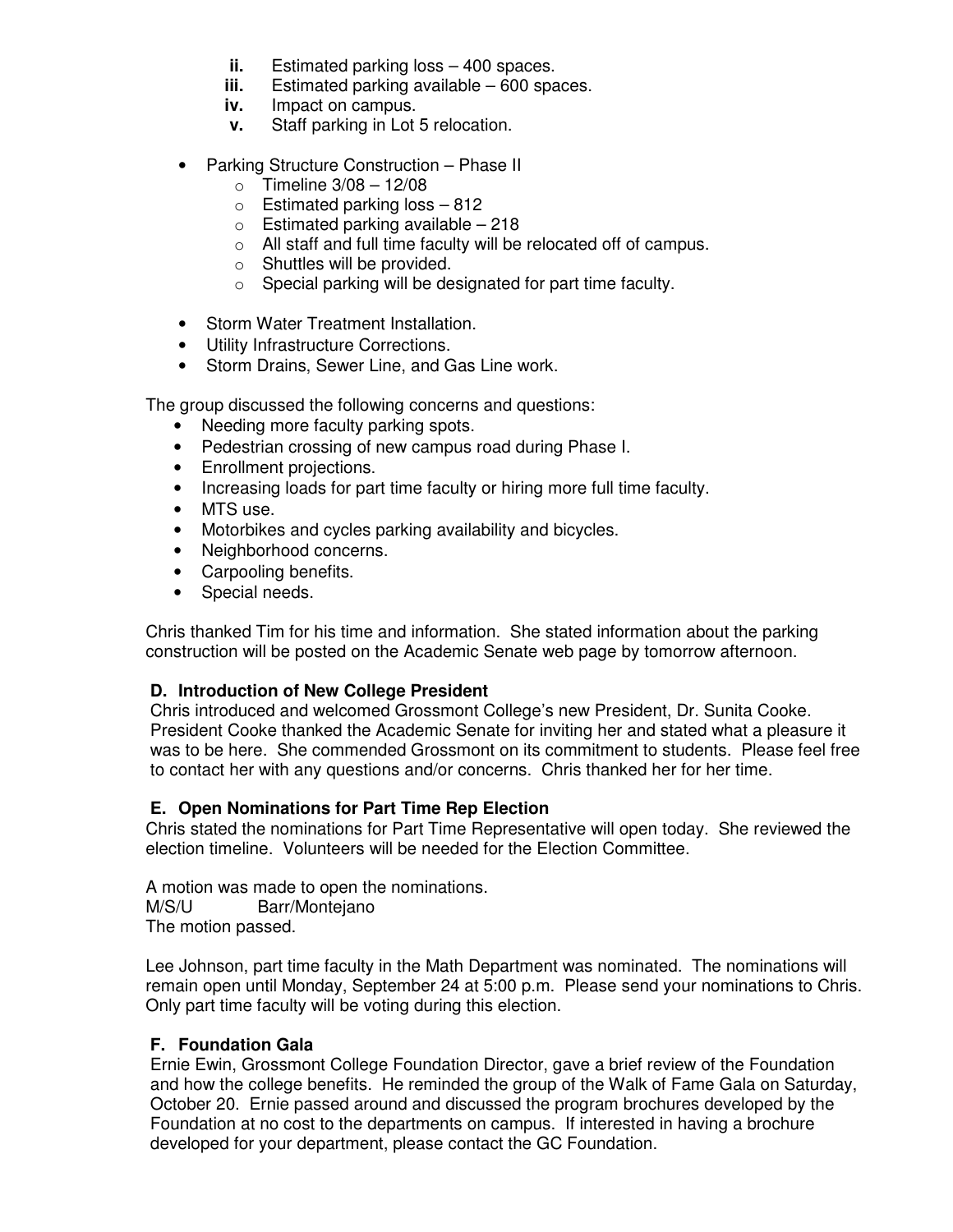ii. Estimated parking loss – 400 spaces.
iii. Estimated parking available – 600 spaces.
iv. Impact on campus.
v. Staff parking in Lot 5 relocation.

- Parking Structure Construction – Phase II
  - Timeline 3/08 – 12/08
  - Estimated parking loss – 812
  - Estimated parking available – 218
  - All staff and full time faculty will be relocated off of campus.
  - Shuttles will be provided.
  - Special parking will be designated for part time faculty.

- Storm Water Treatment Installation.
- Utility Infrastructure Corrections.
- Storm Drains, Sewer Line, and Gas Line work.

The group discussed the following concerns and questions:

- Needing more faculty parking spots.
- Pedestrian crossing of new campus road during Phase I.
- Enrollment projections.
- Increasing loads for part time faculty or hiring more full time faculty.
- MTS use.
- Motorbikes and cycles parking availability and bicycles.
- Neighborhood concerns.
- Carpooling benefits.
- Special needs.

Chris thanked Tim for his time and information. She stated information about the parking construction will be posted on the Academic Senate web page by tomorrow afternoon.

**D. Introduction of New College President**

Chris introduced and welcomed Grossmont College's new President, Dr. Sunita Cooke. President Cooke thanked the Academic Senate for inviting her and stated what a pleasure it was to be here. She commended Grossmont on its commitment to students. Please feel free to contact her with any questions and/or concerns. Chris thanked her for her time.

**E. Open Nominations for Part Time Rep Election**

Chris stated the nominations for Part Time Representative will open today. She reviewed the election timeline. Volunteers will be needed for the Election Committee.

A motion was made to open the nominations.
M/S/U Barr/Montejano
The motion passed.

Lee Johnson, part time faculty in the Math Department was nominated. The nominations will remain open until Monday, September 24 at 5:00 p.m. Please send your nominations to Chris. Only part time faculty will be voting during this election.

**F. Foundation Gala**

Ernie Ewin, Grossmont College Foundation Director, gave a brief review of the Foundation and how the college benefits. He reminded the group of the Walk of Fame Gala on Saturday, October 20. Ernie passed around and discussed the program brochures developed by the Foundation at no cost to the departments on campus. If interested in having a brochure developed for your department, please contact the GC Foundation.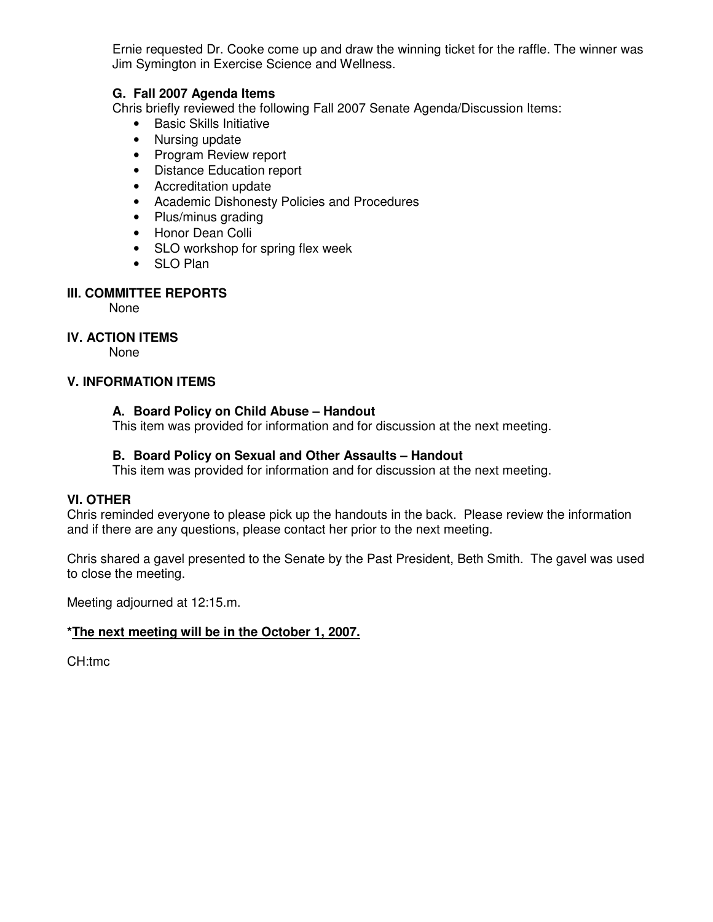Ernie requested Dr. Cooke come up and draw the winning ticket for the raffle. The winner was Jim Symington in Exercise Science and Wellness.

### G. Fall 2007 Agenda Items

Chris briefly reviewed the following Fall 2007 Senate Agenda/Discussion Items:

- Basic Skills Initiative
- Nursing update
- Program Review report
- Distance Education report
- Accreditation update
- Academic Dishonesty Policies and Procedures
- Plus/minus grading
- Honor Dean Colli
- SLO workshop for spring flex week
- SLO Plan

## III. COMMITTEE REPORTS

None

## IV. ACTION ITEMS

None

## V. INFORMATION ITEMS

### A. Board Policy on Child Abuse – Handout

This item was provided for information and for discussion at the next meeting.

### B. Board Policy on Sexual and Other Assaults – Handout

This item was provided for information and for discussion at the next meeting.

## VI. OTHER

Chris reminded everyone to please pick up the handouts in the back. Please review the information and if there are any questions, please contact her prior to the next meeting.

Chris shared a gavel presented to the Senate by the Past President, Beth Smith. The gavel was used to close the meeting.

Meeting adjourned at 12:15.m.

**\*<u>The next meeting will be in the October 1, 2007.</u>**

CH:tmc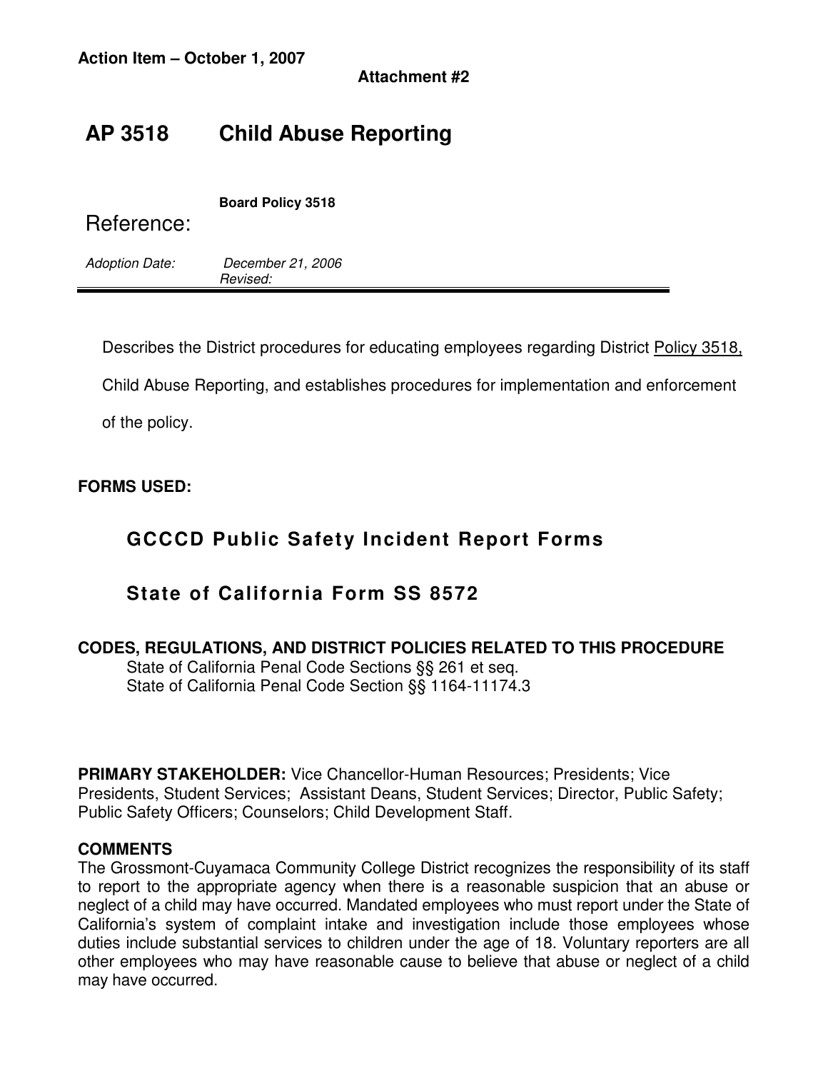**Action Item – October 1, 2007**

**Attachment #2**

# AP 3518 Child Abuse Reporting

Reference: **Board Policy 3518**

*Adoption Date:* *December 21, 2006*
*Revised:*

---

Describes the District procedures for educating employees regarding District Policy 3518, Child Abuse Reporting, and establishes procedures for implementation and enforcement of the policy.

**FORMS USED:**

## GCCCD Public Safety Incident Report Forms

## State of California Form SS 8572

**CODES, REGULATIONS, AND DISTRICT POLICIES RELATED TO THIS PROCEDURE**

State of California Penal Code Sections §§ 261 et seq.
State of California Penal Code Section §§ 1164-11174.3

**PRIMARY STAKEHOLDER:** Vice Chancellor-Human Resources; Presidents; Vice Presidents, Student Services; Assistant Deans, Student Services; Director, Public Safety; Public Safety Officers; Counselors; Child Development Staff.

**COMMENTS**

The Grossmont-Cuyamaca Community College District recognizes the responsibility of its staff to report to the appropriate agency when there is a reasonable suspicion that an abuse or neglect of a child may have occurred. Mandated employees who must report under the State of California's system of complaint intake and investigation include those employees whose duties include substantial services to children under the age of 18. Voluntary reporters are all other employees who may have reasonable cause to believe that abuse or neglect of a child may have occurred.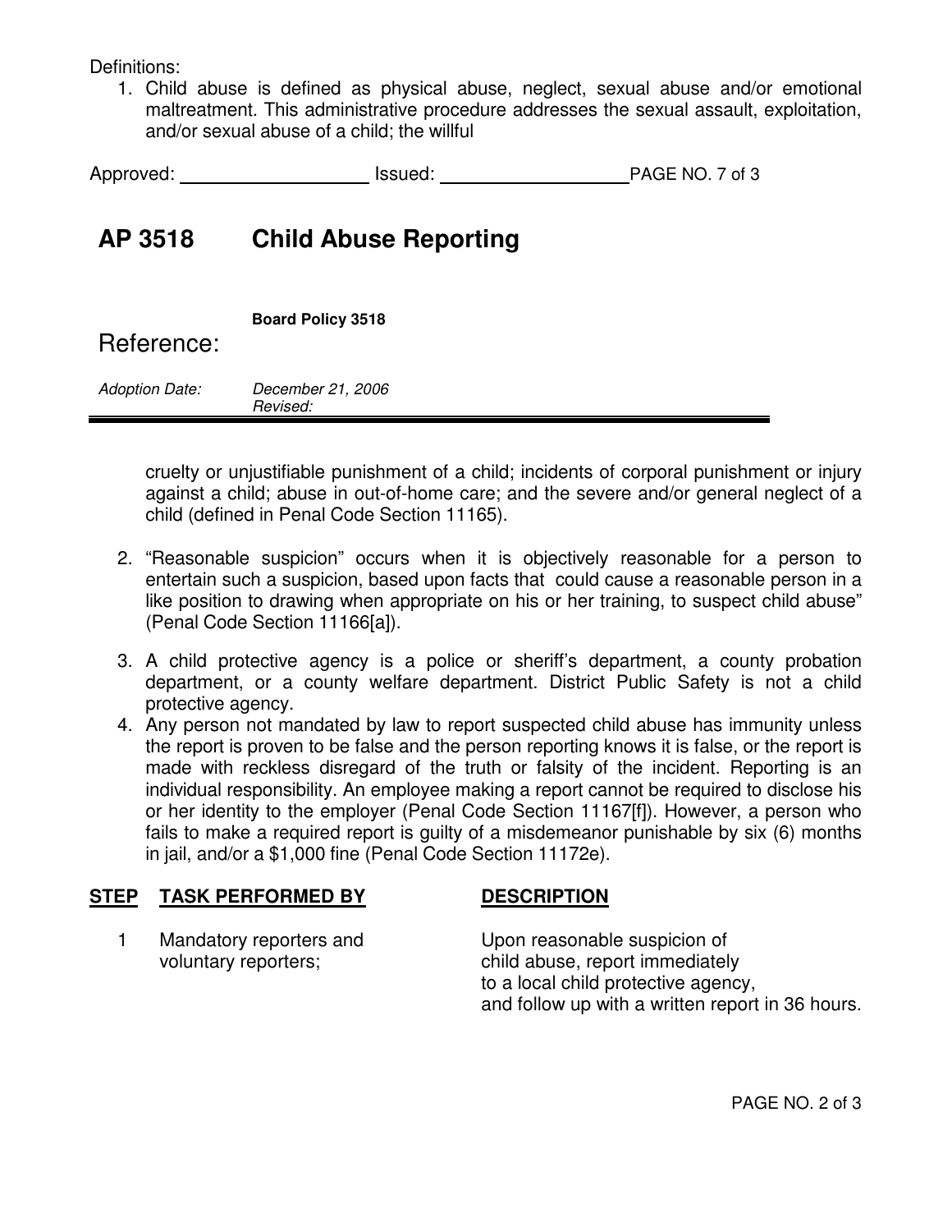Definitions:

1. Child abuse is defined as physical abuse, neglect, sexual abuse and/or emotional maltreatment. This administrative procedure addresses the sexual assault, exploitation, and/or sexual abuse of a child; the willful

Approved: ________________ Issued: ________________

# AP 3518 Child Abuse Reporting

**Reference:** **Board Policy 3518**

*Adoption Date:* *December 21, 2006*
*Revised:*

---

cruelty or unjustifiable punishment of a child; incidents of corporal punishment or injury against a child; abuse in out-of-home care; and the severe and/or general neglect of a child (defined in Penal Code Section 11165).

2. "Reasonable suspicion" occurs when it is objectively reasonable for a person to entertain such a suspicion, based upon facts that could cause a reasonable person in a like position to drawing when appropriate on his or her training, to suspect child abuse" (Penal Code Section 11166[a]).

3. A child protective agency is a police or sheriff's department, a county probation department, or a county welfare department. District Public Safety is not a child protective agency.
4. Any person not mandated by law to report suspected child abuse has immunity unless the report is proven to be false and the person reporting knows it is false, or the report is made with reckless disregard of the truth or falsity of the incident. Reporting is an individual responsibility. An employee making a report cannot be required to disclose his or her identity to the employer (Penal Code Section 11167[f]). However, a person who fails to make a required report is guilty of a misdemeanor punishable by six (6) months in jail, and/or a $1,000 fine (Penal Code Section 11172e).

| **STEP** | **TASK PERFORMED BY** | **DESCRIPTION** |
|---|---|---|
| 1 | Mandatory reporters and voluntary reporters; | Upon reasonable suspicion of child abuse, report immediately to a local child protective agency, and follow up with a written report in 36 hours. |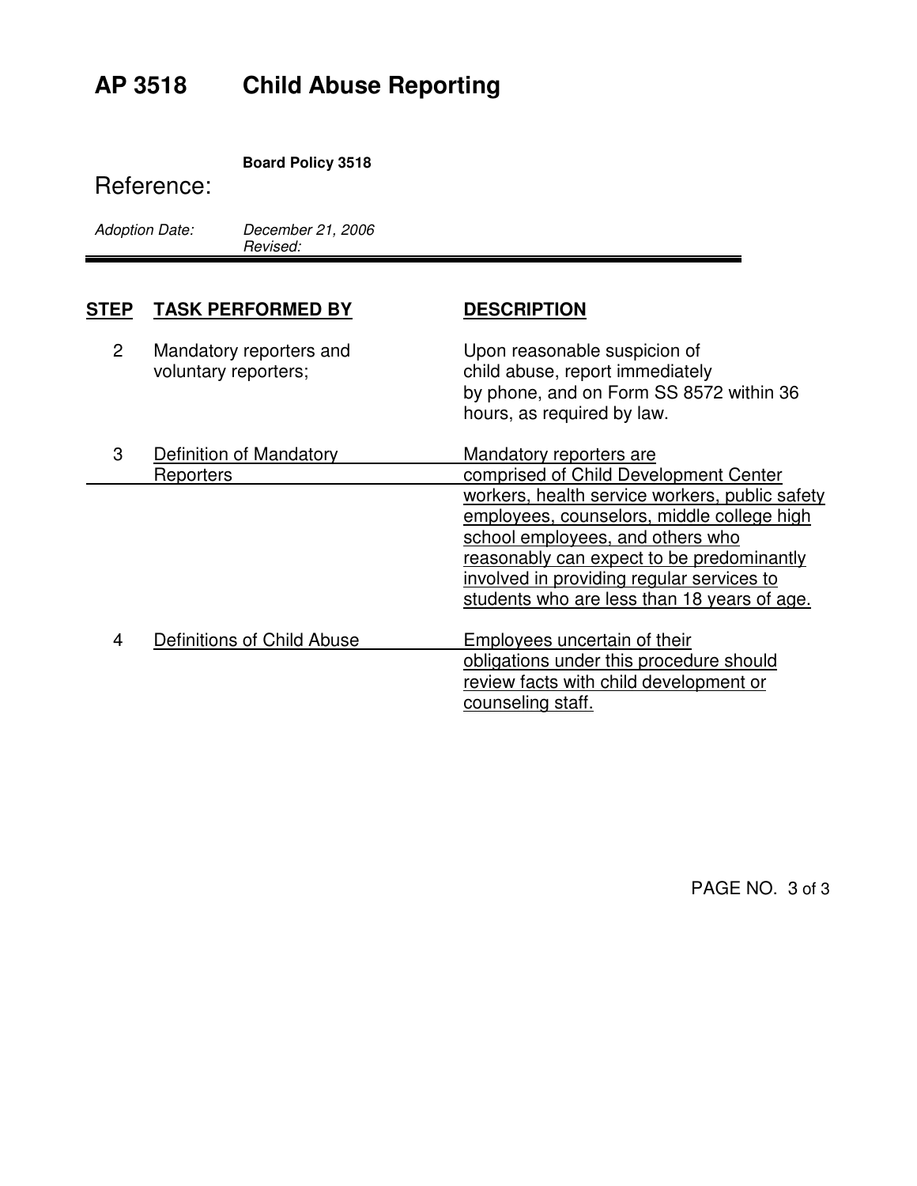# AP 3518 Child Abuse Reporting

**Reference:** **Board Policy 3518**

*Adoption Date:* *December 21, 2006*
*Revised:*

| STEP | TASK PERFORMED BY | DESCRIPTION |
|---|---|---|
| 2 | Mandatory reporters and voluntary reporters; | Upon reasonable suspicion of child abuse, report immediately by phone, and on Form SS 8572 within 36 hours, as required by law. |
| 3 | Definition of Mandatory Reporters | Mandatory reporters are comprised of Child Development Center workers, health service workers, public safety employees, counselors, middle college high school employees, and others who reasonably can expect to be predominantly involved in providing regular services to students who are less than 18 years of age. |
| 4 | Definitions of Child Abuse | Employees uncertain of their obligations under this procedure should review facts with child development or counseling staff. |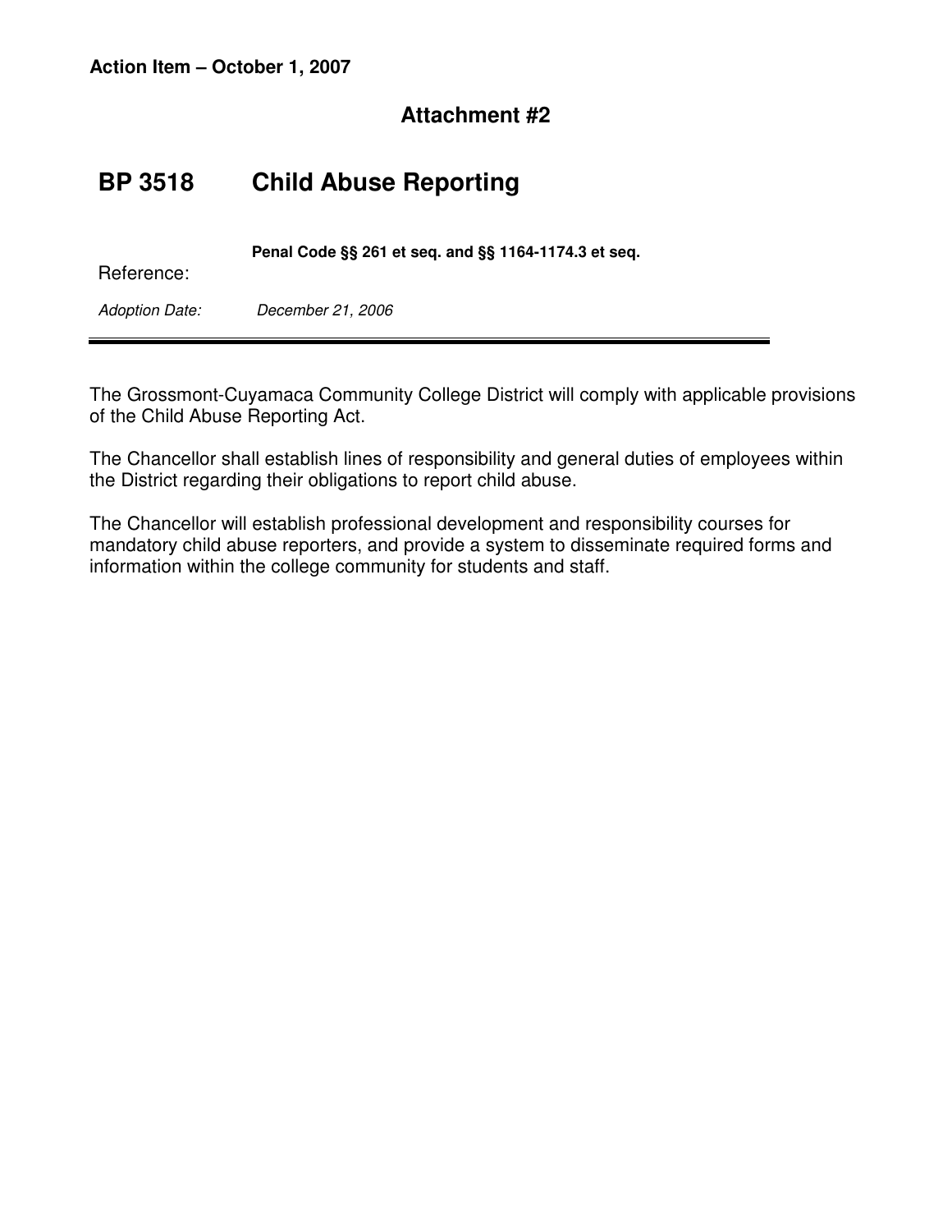**Action Item – October 1, 2007**

## Attachment #2

# BP 3518 Child Abuse Reporting

Reference: **Penal Code §§ 261 et seq. and §§ 1164-1174.3 et seq.**

*Adoption Date: December 21, 2006*

---

The Grossmont-Cuyamaca Community College District will comply with applicable provisions of the Child Abuse Reporting Act.

The Chancellor shall establish lines of responsibility and general duties of employees within the District regarding their obligations to report child abuse.

The Chancellor will establish professional development and responsibility courses for mandatory child abuse reporters, and provide a system to disseminate required forms and information within the college community for students and staff.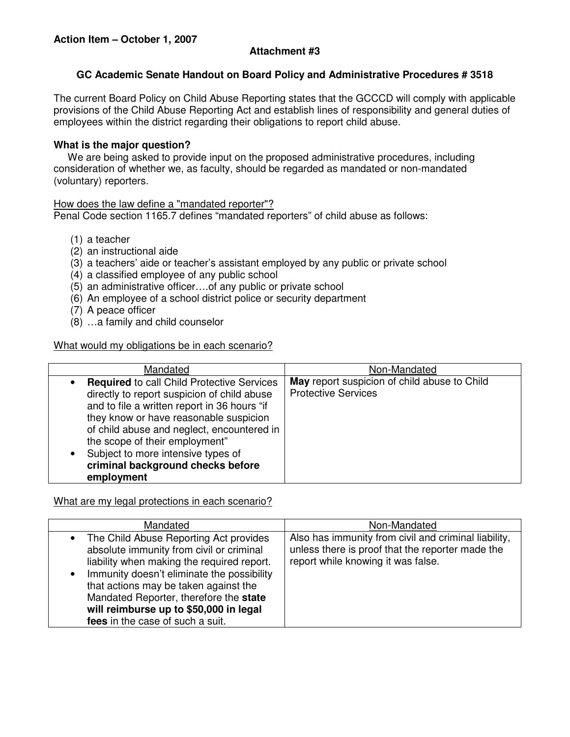**Action Item – October 1, 2007**

**Attachment #3**

### GC Academic Senate Handout on Board Policy and Administrative Procedures # 3518

The current Board Policy on Child Abuse Reporting states that the GCCCD will comply with applicable provisions of the Child Abuse Reporting Act and establish lines of responsibility and general duties of employees within the district regarding their obligations to report child abuse.

**What is the major question?**

We are being asked to provide input on the proposed administrative procedures, including consideration of whether we, as faculty, should be regarded as mandated or non-mandated (voluntary) reporters.

<u>How does the law define a "mandated reporter"?</u>

Penal Code section 1165.7 defines "mandated reporters" of child abuse as follows:

(1) a teacher
(2) an instructional aide
(3) a teachers' aide or teacher's assistant employed by any public or private school
(4) a classified employee of any public school
(5) an administrative officer….of any public or private school
(6) An employee of a school district police or security department
(7) A peace officer
(8) …a family and child counselor

<u>What would my obligations be in each scenario?</u>

| Mandated | Non-Mandated |
|---|---|
| • **Required** to call Child Protective Services directly to report suspicion of child abuse and to file a written report in 36 hours "if they know or have reasonable suspicion of child abuse and neglect, encountered in the scope of their employment"<br>• Subject to more intensive types of **criminal background checks before employment** | **May** report suspicion of child abuse to Child Protective Services |

<u>What are my legal protections in each scenario?</u>

| Mandated | Non-Mandated |
|---|---|
| • The Child Abuse Reporting Act provides absolute immunity from civil or criminal liability when making the required report.<br>• Immunity doesn't eliminate the possibility that actions may be taken against the Mandated Reporter, therefore the **state will reimburse up to $50,000 in legal fees** in the case of such a suit. | Also has immunity from civil and criminal liability, unless there is proof that the reporter made the report while knowing it was false. |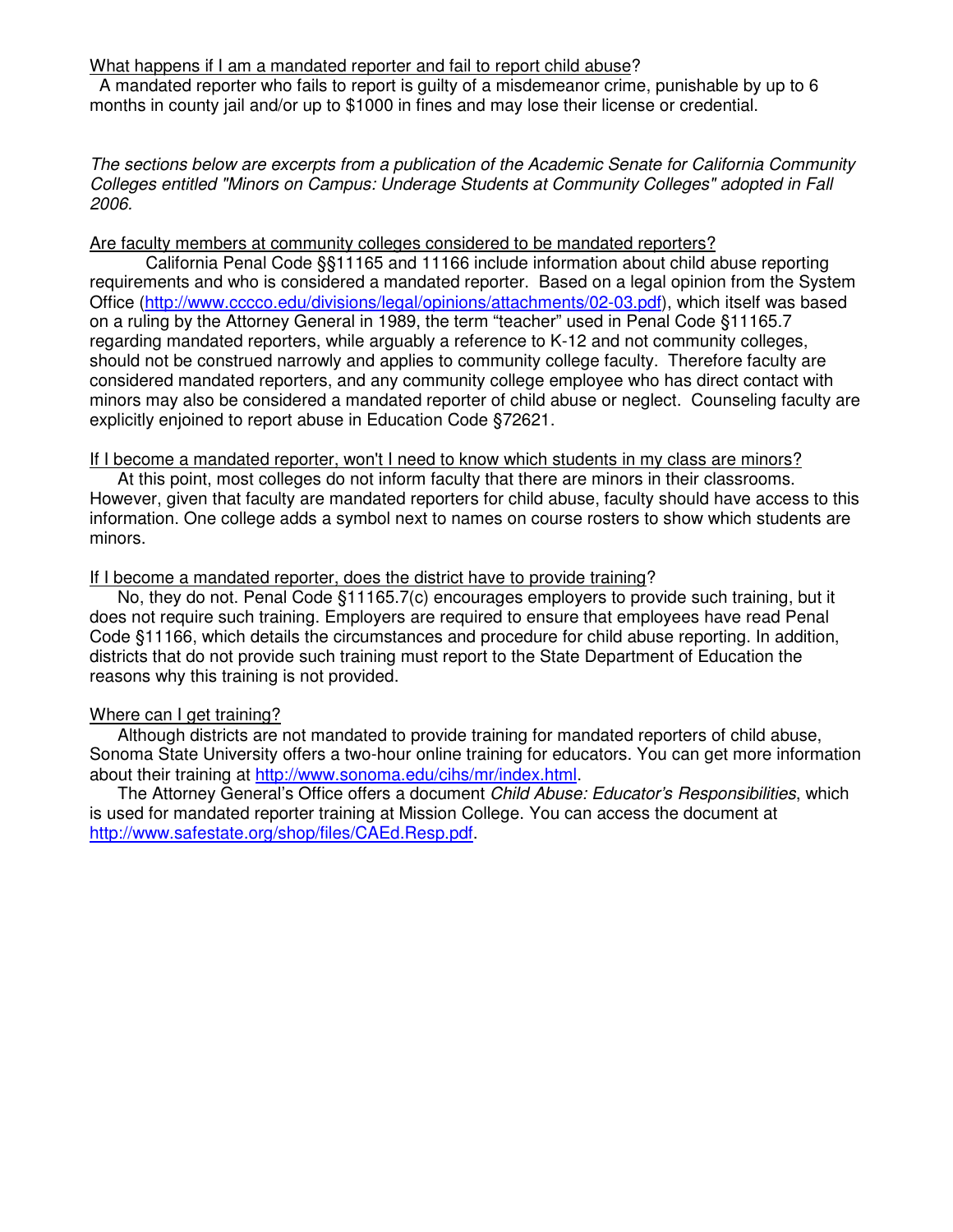What happens if I am a mandated reporter and fail to report child abuse?

A mandated reporter who fails to report is guilty of a misdemeanor crime, punishable by up to 6 months in county jail and/or up to $1000 in fines and may lose their license or credential.

*The sections below are excerpts from a publication of the Academic Senate for California Community Colleges entitled "Minors on Campus: Underage Students at Community Colleges" adopted in Fall 2006.*

Are faculty members at community colleges considered to be mandated reporters?

California Penal Code §§11165 and 11166 include information about child abuse reporting requirements and who is considered a mandated reporter. Based on a legal opinion from the System Office (http://www.cccco.edu/divisions/legal/opinions/attachments/02-03.pdf), which itself was based on a ruling by the Attorney General in 1989, the term "teacher" used in Penal Code §11165.7 regarding mandated reporters, while arguably a reference to K-12 and not community colleges, should not be construed narrowly and applies to community college faculty. Therefore faculty are considered mandated reporters, and any community college employee who has direct contact with minors may also be considered a mandated reporter of child abuse or neglect. Counseling faculty are explicitly enjoined to report abuse in Education Code §72621.

If I become a mandated reporter, won't I need to know which students in my class are minors?

At this point, most colleges do not inform faculty that there are minors in their classrooms. However, given that faculty are mandated reporters for child abuse, faculty should have access to this information. One college adds a symbol next to names on course rosters to show which students are minors.

If I become a mandated reporter, does the district have to provide training?

No, they do not. Penal Code §11165.7(c) encourages employers to provide such training, but it does not require such training. Employers are required to ensure that employees have read Penal Code §11166, which details the circumstances and procedure for child abuse reporting. In addition, districts that do not provide such training must report to the State Department of Education the reasons why this training is not provided.

Where can I get training?

Although districts are not mandated to provide training for mandated reporters of child abuse, Sonoma State University offers a two-hour online training for educators. You can get more information about their training at http://www.sonoma.edu/cihs/mr/index.html.

The Attorney General's Office offers a document *Child Abuse: Educator's Responsibilities*, which is used for mandated reporter training at Mission College. You can access the document at http://www.safestate.org/shop/files/CAEd.Resp.pdf.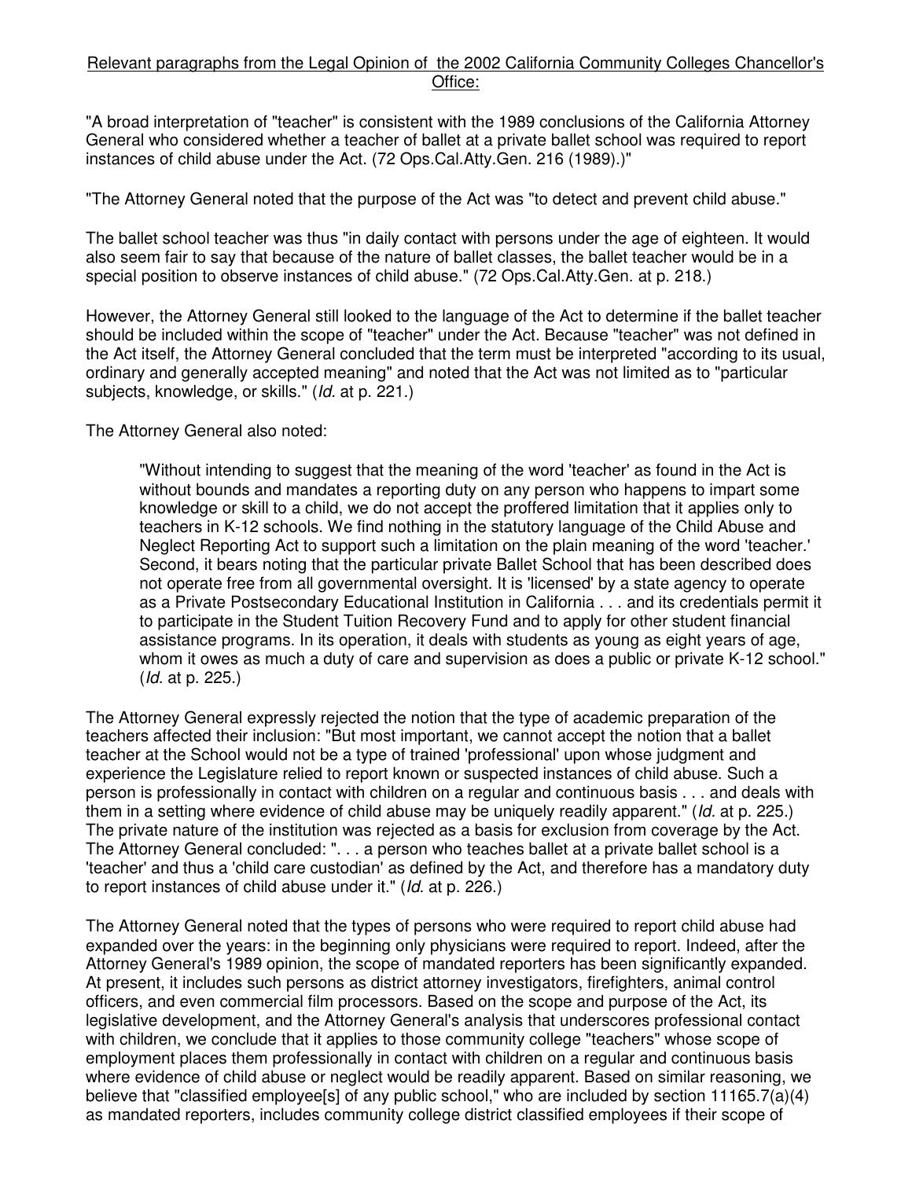Relevant paragraphs from the Legal Opinion of the 2002 California Community Colleges Chancellor's Office:

"A broad interpretation of "teacher" is consistent with the 1989 conclusions of the California Attorney General who considered whether a teacher of ballet at a private ballet school was required to report instances of child abuse under the Act. (72 Ops.Cal.Atty.Gen. 216 (1989).)"

"The Attorney General noted that the purpose of the Act was "to detect and prevent child abuse."

The ballet school teacher was thus "in daily contact with persons under the age of eighteen. It would also seem fair to say that because of the nature of ballet classes, the ballet teacher would be in a special position to observe instances of child abuse." (72 Ops.Cal.Atty.Gen. at p. 218.)

However, the Attorney General still looked to the language of the Act to determine if the ballet teacher should be included within the scope of "teacher" under the Act. Because "teacher" was not defined in the Act itself, the Attorney General concluded that the term must be interpreted "according to its usual, ordinary and generally accepted meaning" and noted that the Act was not limited as to "particular subjects, knowledge, or skills." (*Id.* at p. 221.)

The Attorney General also noted:

> "Without intending to suggest that the meaning of the word 'teacher' as found in the Act is without bounds and mandates a reporting duty on any person who happens to impart some knowledge or skill to a child, we do not accept the proffered limitation that it applies only to teachers in K-12 schools. We find nothing in the statutory language of the Child Abuse and Neglect Reporting Act to support such a limitation on the plain meaning of the word 'teacher.' Second, it bears noting that the particular private Ballet School that has been described does not operate free from all governmental oversight. It is 'licensed' by a state agency to operate as a Private Postsecondary Educational Institution in California . . . and its credentials permit it to participate in the Student Tuition Recovery Fund and to apply for other student financial assistance programs. In its operation, it deals with students as young as eight years of age, whom it owes as much a duty of care and supervision as does a public or private K-12 school." (*Id.* at p. 225.)

The Attorney General expressly rejected the notion that the type of academic preparation of the teachers affected their inclusion: "But most important, we cannot accept the notion that a ballet teacher at the School would not be a type of trained 'professional' upon whose judgment and experience the Legislature relied to report known or suspected instances of child abuse. Such a person is professionally in contact with children on a regular and continuous basis . . . and deals with them in a setting where evidence of child abuse may be uniquely readily apparent." (*Id.* at p. 225.) The private nature of the institution was rejected as a basis for exclusion from coverage by the Act. The Attorney General concluded: ". . . a person who teaches ballet at a private ballet school is a 'teacher' and thus a 'child care custodian' as defined by the Act, and therefore has a mandatory duty to report instances of child abuse under it." (*Id.* at p. 226.)

The Attorney General noted that the types of persons who were required to report child abuse had expanded over the years: in the beginning only physicians were required to report. Indeed, after the Attorney General's 1989 opinion, the scope of mandated reporters has been significantly expanded. At present, it includes such persons as district attorney investigators, firefighters, animal control officers, and even commercial film processors. Based on the scope and purpose of the Act, its legislative development, and the Attorney General's analysis that underscores professional contact with children, we conclude that it applies to those community college "teachers" whose scope of employment places them professionally in contact with children on a regular and continuous basis where evidence of child abuse or neglect would be readily apparent. Based on similar reasoning, we believe that "classified employee[s] of any public school," who are included by section 11165.7(a)(4) as mandated reporters, includes community college district classified employees if their scope of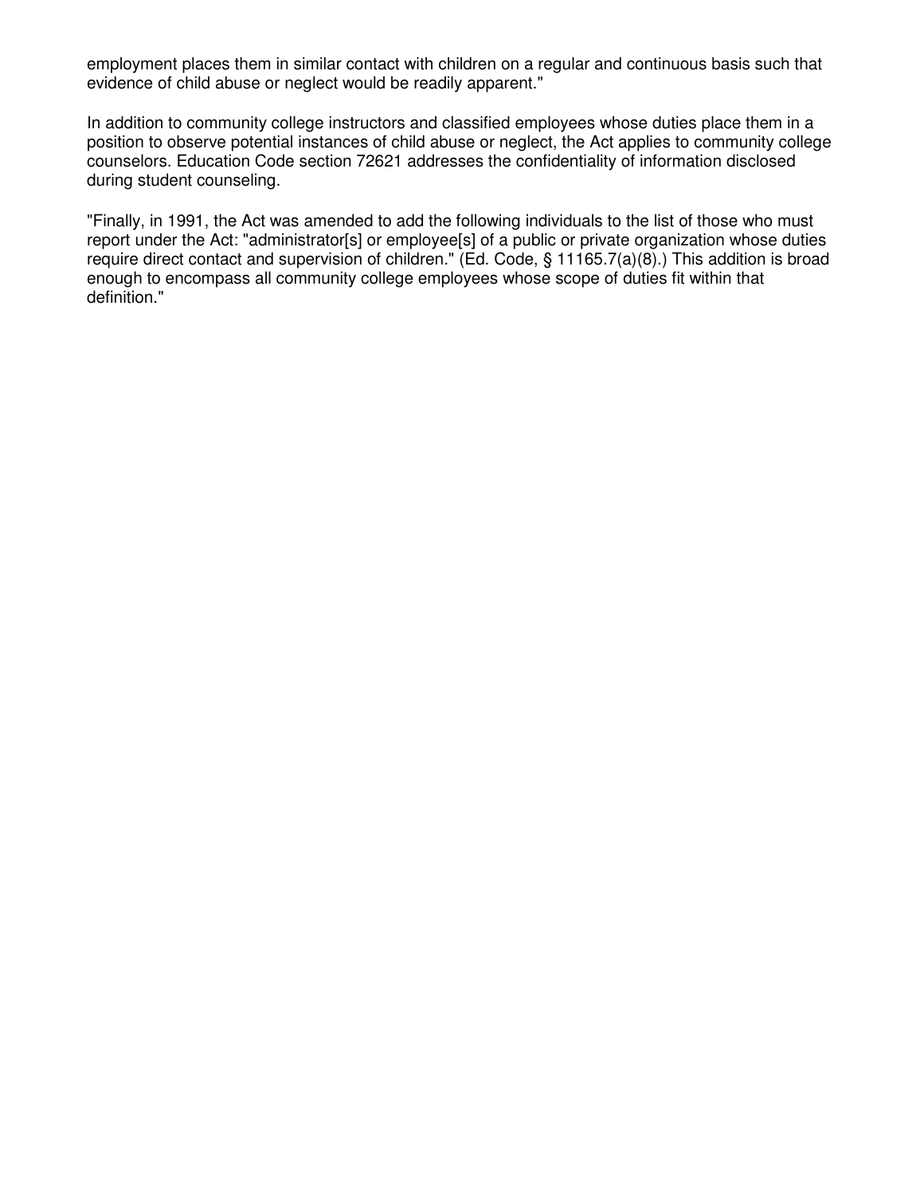employment places them in similar contact with children on a regular and continuous basis such that evidence of child abuse or neglect would be readily apparent."

In addition to community college instructors and classified employees whose duties place them in a position to observe potential instances of child abuse or neglect, the Act applies to community college counselors. Education Code section 72621 addresses the confidentiality of information disclosed during student counseling.

"Finally, in 1991, the Act was amended to add the following individuals to the list of those who must report under the Act: "administrator[s] or employee[s] of a public or private organization whose duties require direct contact and supervision of children." (Ed. Code, § 11165.7(a)(8).) This addition is broad enough to encompass all community college employees whose scope of duties fit within that definition."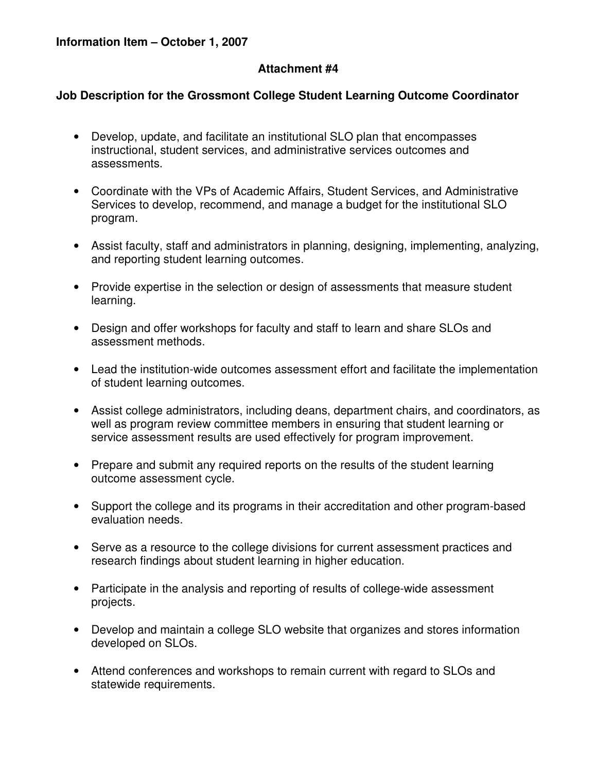**Information Item – October 1, 2007**

**Attachment #4**

**Job Description for the Grossmont College Student Learning Outcome Coordinator**

- Develop, update, and facilitate an institutional SLO plan that encompasses instructional, student services, and administrative services outcomes and assessments.
- Coordinate with the VPs of Academic Affairs, Student Services, and Administrative Services to develop, recommend, and manage a budget for the institutional SLO program.
- Assist faculty, staff and administrators in planning, designing, implementing, analyzing, and reporting student learning outcomes.
- Provide expertise in the selection or design of assessments that measure student learning.
- Design and offer workshops for faculty and staff to learn and share SLOs and assessment methods.
- Lead the institution-wide outcomes assessment effort and facilitate the implementation of student learning outcomes.
- Assist college administrators, including deans, department chairs, and coordinators, as well as program review committee members in ensuring that student learning or service assessment results are used effectively for program improvement.
- Prepare and submit any required reports on the results of the student learning outcome assessment cycle.
- Support the college and its programs in their accreditation and other program-based evaluation needs.
- Serve as a resource to the college divisions for current assessment practices and research findings about student learning in higher education.
- Participate in the analysis and reporting of results of college-wide assessment projects.
- Develop and maintain a college SLO website that organizes and stores information developed on SLOs.
- Attend conferences and workshops to remain current with regard to SLOs and statewide requirements.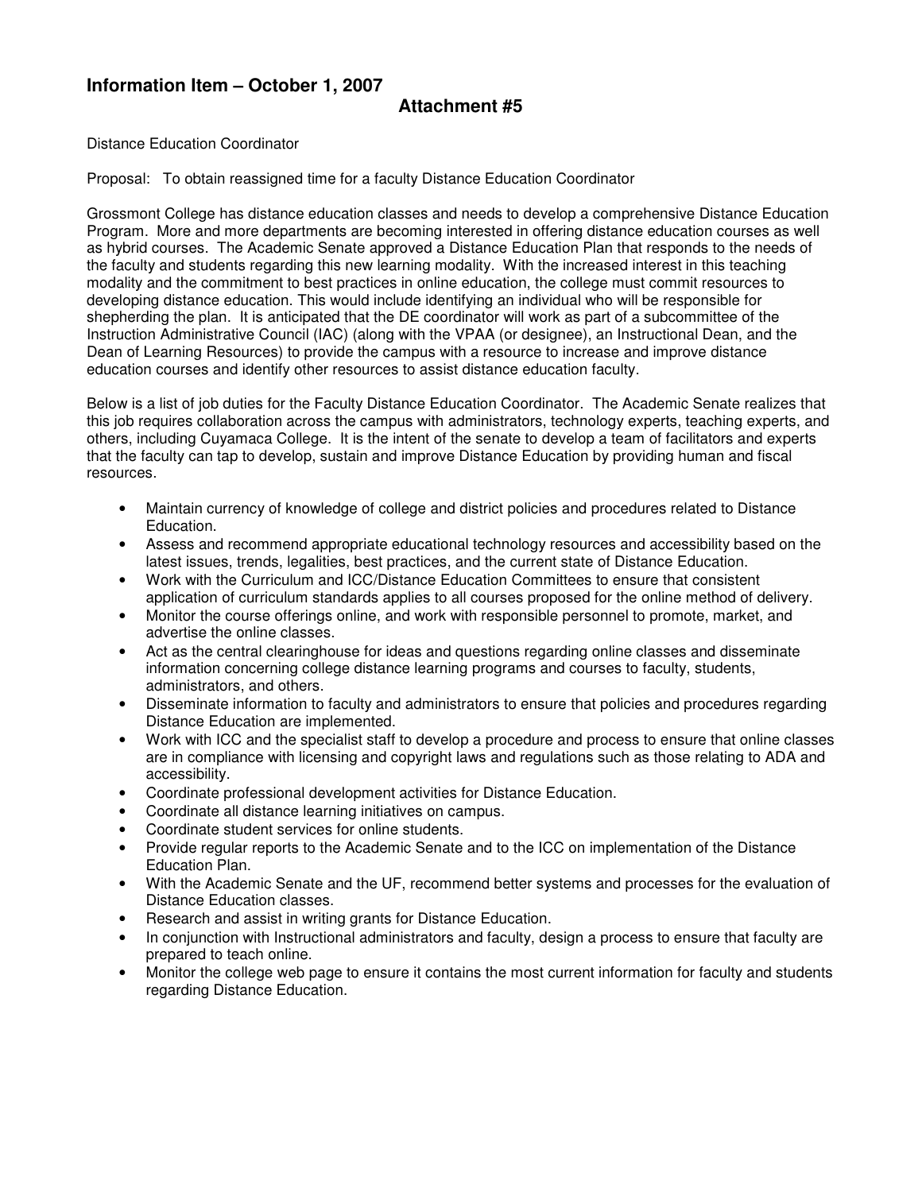## Information Item – October 1, 2007

### Attachment #5

Distance Education Coordinator

Proposal: To obtain reassigned time for a faculty Distance Education Coordinator

Grossmont College has distance education classes and needs to develop a comprehensive Distance Education Program. More and more departments are becoming interested in offering distance education courses as well as hybrid courses. The Academic Senate approved a Distance Education Plan that responds to the needs of the faculty and students regarding this new learning modality. With the increased interest in this teaching modality and the commitment to best practices in online education, the college must commit resources to developing distance education. This would include identifying an individual who will be responsible for shepherding the plan. It is anticipated that the DE coordinator will work as part of a subcommittee of the Instruction Administrative Council (IAC) (along with the VPAA (or designee), an Instructional Dean, and the Dean of Learning Resources) to provide the campus with a resource to increase and improve distance education courses and identify other resources to assist distance education faculty.

Below is a list of job duties for the Faculty Distance Education Coordinator. The Academic Senate realizes that this job requires collaboration across the campus with administrators, technology experts, teaching experts, and others, including Cuyamaca College. It is the intent of the senate to develop a team of facilitators and experts that the faculty can tap to develop, sustain and improve Distance Education by providing human and fiscal resources.

- Maintain currency of knowledge of college and district policies and procedures related to Distance Education.
- Assess and recommend appropriate educational technology resources and accessibility based on the latest issues, trends, legalities, best practices, and the current state of Distance Education.
- Work with the Curriculum and ICC/Distance Education Committees to ensure that consistent application of curriculum standards applies to all courses proposed for the online method of delivery.
- Monitor the course offerings online, and work with responsible personnel to promote, market, and advertise the online classes.
- Act as the central clearinghouse for ideas and questions regarding online classes and disseminate information concerning college distance learning programs and courses to faculty, students, administrators, and others.
- Disseminate information to faculty and administrators to ensure that policies and procedures regarding Distance Education are implemented.
- Work with ICC and the specialist staff to develop a procedure and process to ensure that online classes are in compliance with licensing and copyright laws and regulations such as those relating to ADA and accessibility.
- Coordinate professional development activities for Distance Education.
- Coordinate all distance learning initiatives on campus.
- Coordinate student services for online students.
- Provide regular reports to the Academic Senate and to the ICC on implementation of the Distance Education Plan.
- With the Academic Senate and the UF, recommend better systems and processes for the evaluation of Distance Education classes.
- Research and assist in writing grants for Distance Education.
- In conjunction with Instructional administrators and faculty, design a process to ensure that faculty are prepared to teach online.
- Monitor the college web page to ensure it contains the most current information for faculty and students regarding Distance Education.